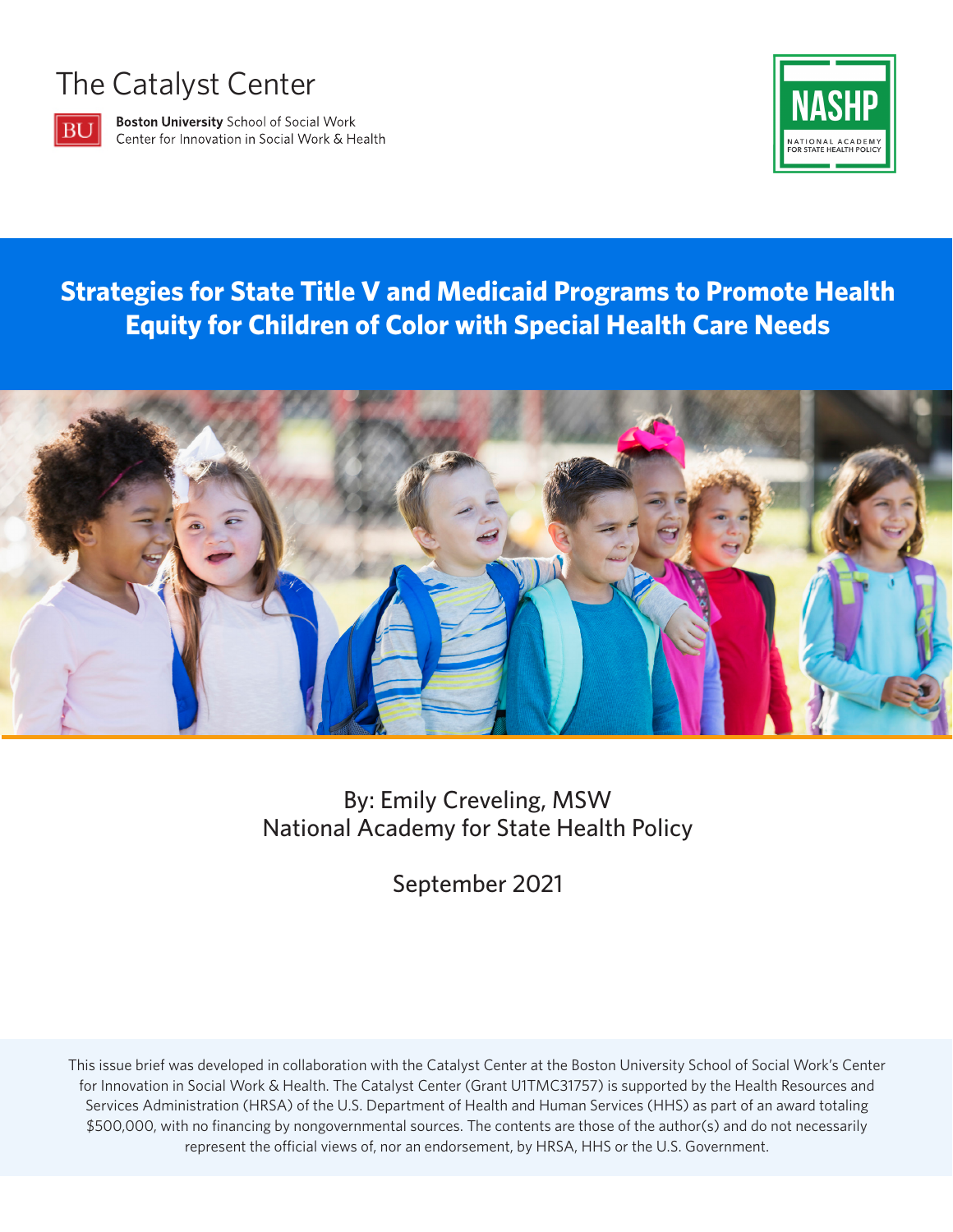The Catalyst Center

**Boston University** School of Social Work
Center for Innovation in Social Work & Health

NASHP
NATIONAL ACADEMY FOR STATE HEALTH POLICY

# Strategies for State Title V and Medicaid Programs to Promote Health Equity for Children of Color with Special Health Care Needs

By: Emily Creveling, MSW
National Academy for State Health Policy

September 2021

This issue brief was developed in collaboration with the Catalyst Center at the Boston University School of Social Work's Center for Innovation in Social Work & Health. The Catalyst Center (Grant U1TMC31757) is supported by the Health Resources and Services Administration (HRSA) of the U.S. Department of Health and Human Services (HHS) as part of an award totaling $500,000, with no financing by nongovernmental sources. The contents are those of the author(s) and do not necessarily represent the official views of, nor an endorsement, by HRSA, HHS or the U.S. Government.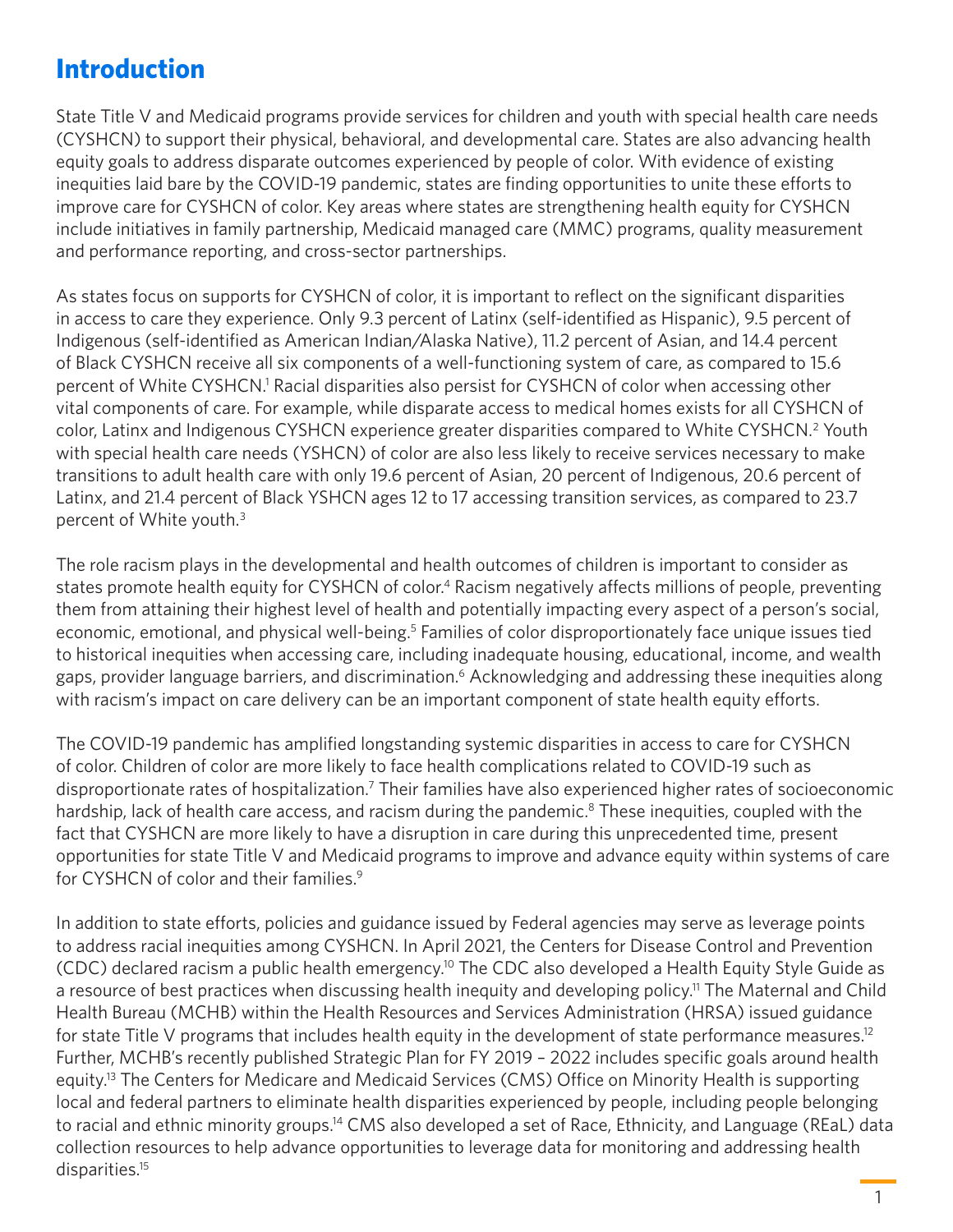# Introduction

State Title V and Medicaid programs provide services for children and youth with special health care needs (CYSHCN) to support their physical, behavioral, and developmental care. States are also advancing health equity goals to address disparate outcomes experienced by people of color. With evidence of existing inequities laid bare by the COVID-19 pandemic, states are finding opportunities to unite these efforts to improve care for CYSHCN of color. Key areas where states are strengthening health equity for CYSHCN include initiatives in family partnership, Medicaid managed care (MMC) programs, quality measurement and performance reporting, and cross-sector partnerships.

As states focus on supports for CYSHCN of color, it is important to reflect on the significant disparities in access to care they experience. Only 9.3 percent of Latinx (self-identified as Hispanic), 9.5 percent of Indigenous (self-identified as American Indian/Alaska Native), 11.2 percent of Asian, and 14.4 percent of Black CYSHCN receive all six components of a well-functioning system of care, as compared to 15.6 percent of White CYSHCN.[1] Racial disparities also persist for CYSHCN of color when accessing other vital components of care. For example, while disparate access to medical homes exists for all CYSHCN of color, Latinx and Indigenous CYSHCN experience greater disparities compared to White CYSHCN.[2] Youth with special health care needs (YSHCN) of color are also less likely to receive services necessary to make transitions to adult health care with only 19.6 percent of Asian, 20 percent of Indigenous, 20.6 percent of Latinx, and 21.4 percent of Black YSHCN ages 12 to 17 accessing transition services, as compared to 23.7 percent of White youth.[3]

The role racism plays in the developmental and health outcomes of children is important to consider as states promote health equity for CYSHCN of color.[4] Racism negatively affects millions of people, preventing them from attaining their highest level of health and potentially impacting every aspect of a person's social, economic, emotional, and physical well-being.[5] Families of color disproportionately face unique issues tied to historical inequities when accessing care, including inadequate housing, educational, income, and wealth gaps, provider language barriers, and discrimination.[6] Acknowledging and addressing these inequities along with racism's impact on care delivery can be an important component of state health equity efforts.

The COVID-19 pandemic has amplified longstanding systemic disparities in access to care for CYSHCN of color. Children of color are more likely to face health complications related to COVID-19 such as disproportionate rates of hospitalization.[7] Their families have also experienced higher rates of socioeconomic hardship, lack of health care access, and racism during the pandemic.[8] These inequities, coupled with the fact that CYSHCN are more likely to have a disruption in care during this unprecedented time, present opportunities for state Title V and Medicaid programs to improve and advance equity within systems of care for CYSHCN of color and their families.[9]

In addition to state efforts, policies and guidance issued by Federal agencies may serve as leverage points to address racial inequities among CYSHCN. In April 2021, the Centers for Disease Control and Prevention (CDC) declared racism a public health emergency.[10] The CDC also developed a Health Equity Style Guide as a resource of best practices when discussing health inequity and developing policy.[11] The Maternal and Child Health Bureau (MCHB) within the Health Resources and Services Administration (HRSA) issued guidance for state Title V programs that includes health equity in the development of state performance measures.[12] Further, MCHB's recently published Strategic Plan for FY 2019 – 2022 includes specific goals around health equity.[13] The Centers for Medicare and Medicaid Services (CMS) Office on Minority Health is supporting local and federal partners to eliminate health disparities experienced by people, including people belonging to racial and ethnic minority groups.[14] CMS also developed a set of Race, Ethnicity, and Language (REaL) data collection resources to help advance opportunities to leverage data for monitoring and addressing health disparities.[15]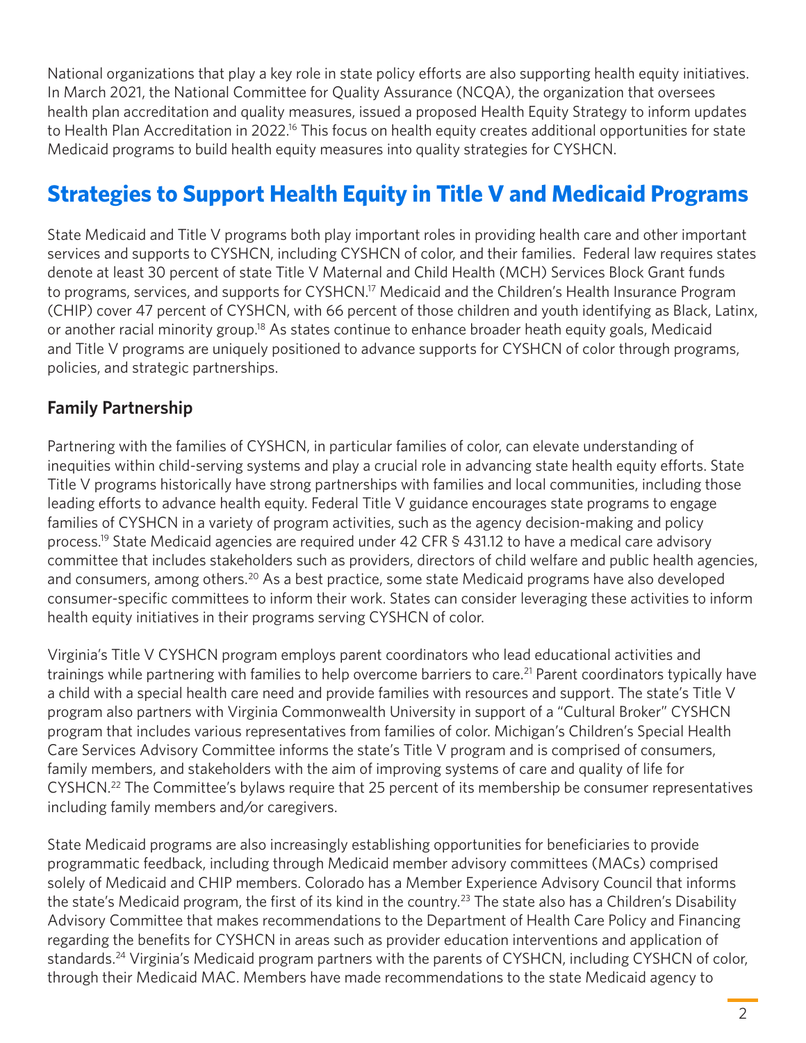National organizations that play a key role in state policy efforts are also supporting health equity initiatives. In March 2021, the National Committee for Quality Assurance (NCQA), the organization that oversees health plan accreditation and quality measures, issued a proposed Health Equity Strategy to inform updates to Health Plan Accreditation in 2022.[16] This focus on health equity creates additional opportunities for state Medicaid programs to build health equity measures into quality strategies for CYSHCN.

## Strategies to Support Health Equity in Title V and Medicaid Programs

State Medicaid and Title V programs both play important roles in providing health care and other important services and supports to CYSHCN, including CYSHCN of color, and their families. Federal law requires states denote at least 30 percent of state Title V Maternal and Child Health (MCH) Services Block Grant funds to programs, services, and supports for CYSHCN.[17] Medicaid and the Children's Health Insurance Program (CHIP) cover 47 percent of CYSHCN, with 66 percent of those children and youth identifying as Black, Latinx, or another racial minority group.[18] As states continue to enhance broader heath equity goals, Medicaid and Title V programs are uniquely positioned to advance supports for CYSHCN of color through programs, policies, and strategic partnerships.

### Family Partnership

Partnering with the families of CYSHCN, in particular families of color, can elevate understanding of inequities within child-serving systems and play a crucial role in advancing state health equity efforts. State Title V programs historically have strong partnerships with families and local communities, including those leading efforts to advance health equity. Federal Title V guidance encourages state programs to engage families of CYSHCN in a variety of program activities, such as the agency decision-making and policy process.[19] State Medicaid agencies are required under 42 CFR § 431.12 to have a medical care advisory committee that includes stakeholders such as providers, directors of child welfare and public health agencies, and consumers, among others.[20] As a best practice, some state Medicaid programs have also developed consumer-specific committees to inform their work. States can consider leveraging these activities to inform health equity initiatives in their programs serving CYSHCN of color.

Virginia's Title V CYSHCN program employs parent coordinators who lead educational activities and trainings while partnering with families to help overcome barriers to care.[21] Parent coordinators typically have a child with a special health care need and provide families with resources and support. The state's Title V program also partners with Virginia Commonwealth University in support of a "Cultural Broker" CYSHCN program that includes various representatives from families of color. Michigan's Children's Special Health Care Services Advisory Committee informs the state's Title V program and is comprised of consumers, family members, and stakeholders with the aim of improving systems of care and quality of life for CYSHCN.[22] The Committee's bylaws require that 25 percent of its membership be consumer representatives including family members and/or caregivers.

State Medicaid programs are also increasingly establishing opportunities for beneficiaries to provide programmatic feedback, including through Medicaid member advisory committees (MACs) comprised solely of Medicaid and CHIP members. Colorado has a Member Experience Advisory Council that informs the state's Medicaid program, the first of its kind in the country.[23] The state also has a Children's Disability Advisory Committee that makes recommendations to the Department of Health Care Policy and Financing regarding the benefits for CYSHCN in areas such as provider education interventions and application of standards.[24] Virginia's Medicaid program partners with the parents of CYSHCN, including CYSHCN of color, through their Medicaid MAC. Members have made recommendations to the state Medicaid agency to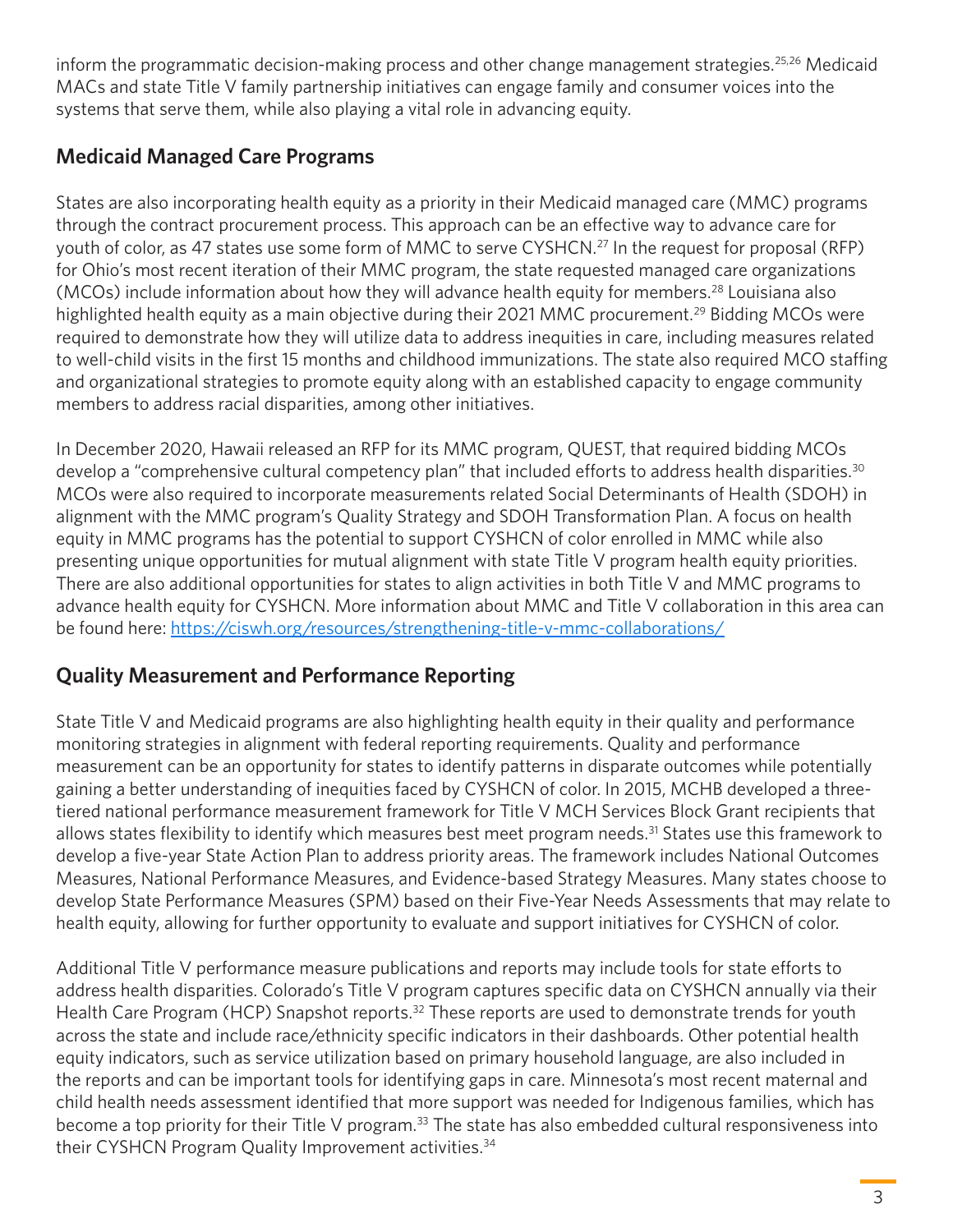inform the programmatic decision-making process and other change management strategies.[25,26] Medicaid MACs and state Title V family partnership initiatives can engage family and consumer voices into the systems that serve them, while also playing a vital role in advancing equity.

## Medicaid Managed Care Programs

States are also incorporating health equity as a priority in their Medicaid managed care (MMC) programs through the contract procurement process. This approach can be an effective way to advance care for youth of color, as 47 states use some form of MMC to serve CYSHCN.[27] In the request for proposal (RFP) for Ohio's most recent iteration of their MMC program, the state requested managed care organizations (MCOs) include information about how they will advance health equity for members.[28] Louisiana also highlighted health equity as a main objective during their 2021 MMC procurement.[29] Bidding MCOs were required to demonstrate how they will utilize data to address inequities in care, including measures related to well-child visits in the first 15 months and childhood immunizations. The state also required MCO staffing and organizational strategies to promote equity along with an established capacity to engage community members to address racial disparities, among other initiatives.

In December 2020, Hawaii released an RFP for its MMC program, QUEST, that required bidding MCOs develop a "comprehensive cultural competency plan" that included efforts to address health disparities.[30] MCOs were also required to incorporate measurements related Social Determinants of Health (SDOH) in alignment with the MMC program's Quality Strategy and SDOH Transformation Plan. A focus on health equity in MMC programs has the potential to support CYSHCN of color enrolled in MMC while also presenting unique opportunities for mutual alignment with state Title V program health equity priorities. There are also additional opportunities for states to align activities in both Title V and MMC programs to advance health equity for CYSHCN. More information about MMC and Title V collaboration in this area can be found here: https://ciswh.org/resources/strengthening-title-v-mmc-collaborations/

## Quality Measurement and Performance Reporting

State Title V and Medicaid programs are also highlighting health equity in their quality and performance monitoring strategies in alignment with federal reporting requirements. Quality and performance measurement can be an opportunity for states to identify patterns in disparate outcomes while potentially gaining a better understanding of inequities faced by CYSHCN of color. In 2015, MCHB developed a three-tiered national performance measurement framework for Title V MCH Services Block Grant recipients that allows states flexibility to identify which measures best meet program needs.[31] States use this framework to develop a five-year State Action Plan to address priority areas. The framework includes National Outcomes Measures, National Performance Measures, and Evidence-based Strategy Measures. Many states choose to develop State Performance Measures (SPM) based on their Five-Year Needs Assessments that may relate to health equity, allowing for further opportunity to evaluate and support initiatives for CYSHCN of color.

Additional Title V performance measure publications and reports may include tools for state efforts to address health disparities. Colorado's Title V program captures specific data on CYSHCN annually via their Health Care Program (HCP) Snapshot reports.[32] These reports are used to demonstrate trends for youth across the state and include race/ethnicity specific indicators in their dashboards. Other potential health equity indicators, such as service utilization based on primary household language, are also included in the reports and can be important tools for identifying gaps in care. Minnesota's most recent maternal and child health needs assessment identified that more support was needed for Indigenous families, which has become a top priority for their Title V program.[33] The state has also embedded cultural responsiveness into their CYSHCN Program Quality Improvement activities.[34]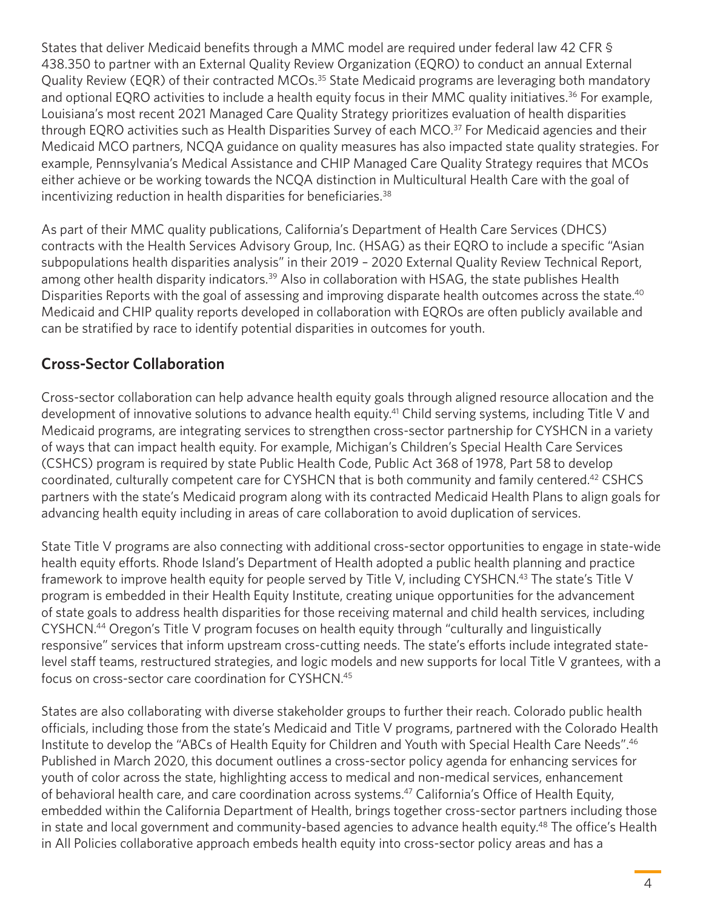States that deliver Medicaid benefits through a MMC model are required under federal law 42 CFR § 438.350 to partner with an External Quality Review Organization (EQRO) to conduct an annual External Quality Review (EQR) of their contracted MCOs.[35] State Medicaid programs are leveraging both mandatory and optional EQRO activities to include a health equity focus in their MMC quality initiatives.[36] For example, Louisiana's most recent 2021 Managed Care Quality Strategy prioritizes evaluation of health disparities through EQRO activities such as Health Disparities Survey of each MCO.[37] For Medicaid agencies and their Medicaid MCO partners, NCQA guidance on quality measures has also impacted state quality strategies. For example, Pennsylvania's Medical Assistance and CHIP Managed Care Quality Strategy requires that MCOs either achieve or be working towards the NCQA distinction in Multicultural Health Care with the goal of incentivizing reduction in health disparities for beneficiaries.[38]

As part of their MMC quality publications, California's Department of Health Care Services (DHCS) contracts with the Health Services Advisory Group, Inc. (HSAG) as their EQRO to include a specific "Asian subpopulations health disparities analysis" in their 2019 – 2020 External Quality Review Technical Report, among other health disparity indicators.[39] Also in collaboration with HSAG, the state publishes Health Disparities Reports with the goal of assessing and improving disparate health outcomes across the state.[40] Medicaid and CHIP quality reports developed in collaboration with EQROs are often publicly available and can be stratified by race to identify potential disparities in outcomes for youth.

## Cross-Sector Collaboration

Cross-sector collaboration can help advance health equity goals through aligned resource allocation and the development of innovative solutions to advance health equity.[41] Child serving systems, including Title V and Medicaid programs, are integrating services to strengthen cross-sector partnership for CYSHCN in a variety of ways that can impact health equity. For example, Michigan's Children's Special Health Care Services (CSHCS) program is required by state Public Health Code, Public Act 368 of 1978, Part 58 to develop coordinated, culturally competent care for CYSHCN that is both community and family centered.[42] CSHCS partners with the state's Medicaid program along with its contracted Medicaid Health Plans to align goals for advancing health equity including in areas of care collaboration to avoid duplication of services.

State Title V programs are also connecting with additional cross-sector opportunities to engage in state-wide health equity efforts. Rhode Island's Department of Health adopted a public health planning and practice framework to improve health equity for people served by Title V, including CYSHCN.[43] The state's Title V program is embedded in their Health Equity Institute, creating unique opportunities for the advancement of state goals to address health disparities for those receiving maternal and child health services, including CYSHCN.[44] Oregon's Title V program focuses on health equity through "culturally and linguistically responsive" services that inform upstream cross-cutting needs. The state's efforts include integrated state-level staff teams, restructured strategies, and logic models and new supports for local Title V grantees, with a focus on cross-sector care coordination for CYSHCN.[45]

States are also collaborating with diverse stakeholder groups to further their reach. Colorado public health officials, including those from the state's Medicaid and Title V programs, partnered with the Colorado Health Institute to develop the "ABCs of Health Equity for Children and Youth with Special Health Care Needs".[46] Published in March 2020, this document outlines a cross-sector policy agenda for enhancing services for youth of color across the state, highlighting access to medical and non-medical services, enhancement of behavioral health care, and care coordination across systems.[47] California's Office of Health Equity, embedded within the California Department of Health, brings together cross-sector partners including those in state and local government and community-based agencies to advance health equity.[48] The office's Health in All Policies collaborative approach embeds health equity into cross-sector policy areas and has a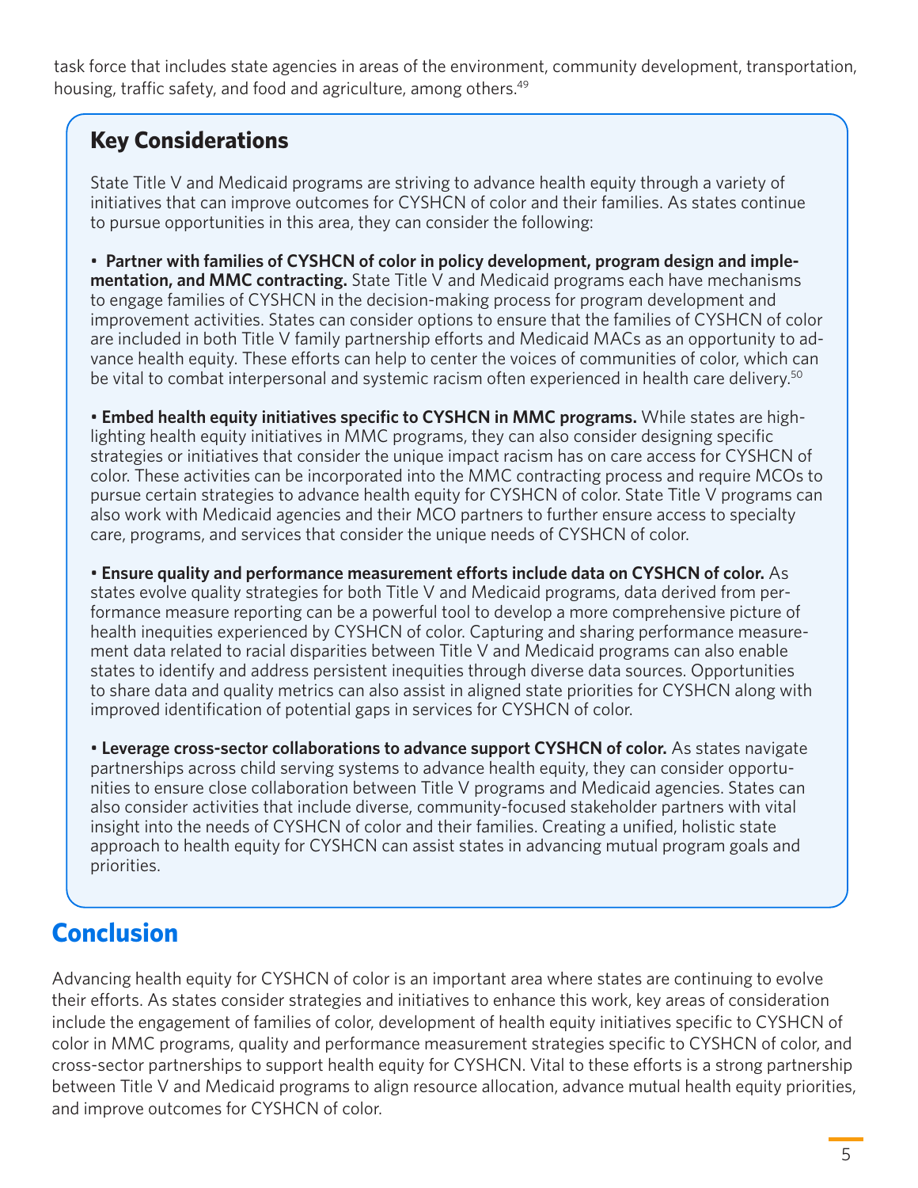task force that includes state agencies in areas of the environment, community development, transportation, housing, traffic safety, and food and agriculture, among others.[49]

### Key Considerations

State Title V and Medicaid programs are striving to advance health equity through a variety of initiatives that can improve outcomes for CYSHCN of color and their families. As states continue to pursue opportunities in this area, they can consider the following:

- **Partner with families of CYSHCN of color in policy development, program design and implementation, and MMC contracting.** State Title V and Medicaid programs each have mechanisms to engage families of CYSHCN in the decision-making process for program development and improvement activities. States can consider options to ensure that the families of CYSHCN of color are included in both Title V family partnership efforts and Medicaid MACs as an opportunity to advance health equity. These efforts can help to center the voices of communities of color, which can be vital to combat interpersonal and systemic racism often experienced in health care delivery.[50]

- **Embed health equity initiatives specific to CYSHCN in MMC programs.** While states are highlighting health equity initiatives in MMC programs, they can also consider designing specific strategies or initiatives that consider the unique impact racism has on care access for CYSHCN of color. These activities can be incorporated into the MMC contracting process and require MCOs to pursue certain strategies to advance health equity for CYSHCN of color. State Title V programs can also work with Medicaid agencies and their MCO partners to further ensure access to specialty care, programs, and services that consider the unique needs of CYSHCN of color.

- **Ensure quality and performance measurement efforts include data on CYSHCN of color.** As states evolve quality strategies for both Title V and Medicaid programs, data derived from performance measure reporting can be a powerful tool to develop a more comprehensive picture of health inequities experienced by CYSHCN of color. Capturing and sharing performance measurement data related to racial disparities between Title V and Medicaid programs can also enable states to identify and address persistent inequities through diverse data sources. Opportunities to share data and quality metrics can also assist in aligned state priorities for CYSHCN along with improved identification of potential gaps in services for CYSHCN of color.

- **Leverage cross-sector collaborations to advance support CYSHCN of color.** As states navigate partnerships across child serving systems to advance health equity, they can consider opportunities to ensure close collaboration between Title V programs and Medicaid agencies. States can also consider activities that include diverse, community-focused stakeholder partners with vital insight into the needs of CYSHCN of color and their families. Creating a unified, holistic state approach to health equity for CYSHCN can assist states in advancing mutual program goals and priorities.

## Conclusion

Advancing health equity for CYSHCN of color is an important area where states are continuing to evolve their efforts. As states consider strategies and initiatives to enhance this work, key areas of consideration include the engagement of families of color, development of health equity initiatives specific to CYSHCN of color in MMC programs, quality and performance measurement strategies specific to CYSHCN of color, and cross-sector partnerships to support health equity for CYSHCN. Vital to these efforts is a strong partnership between Title V and Medicaid programs to align resource allocation, advance mutual health equity priorities, and improve outcomes for CYSHCN of color.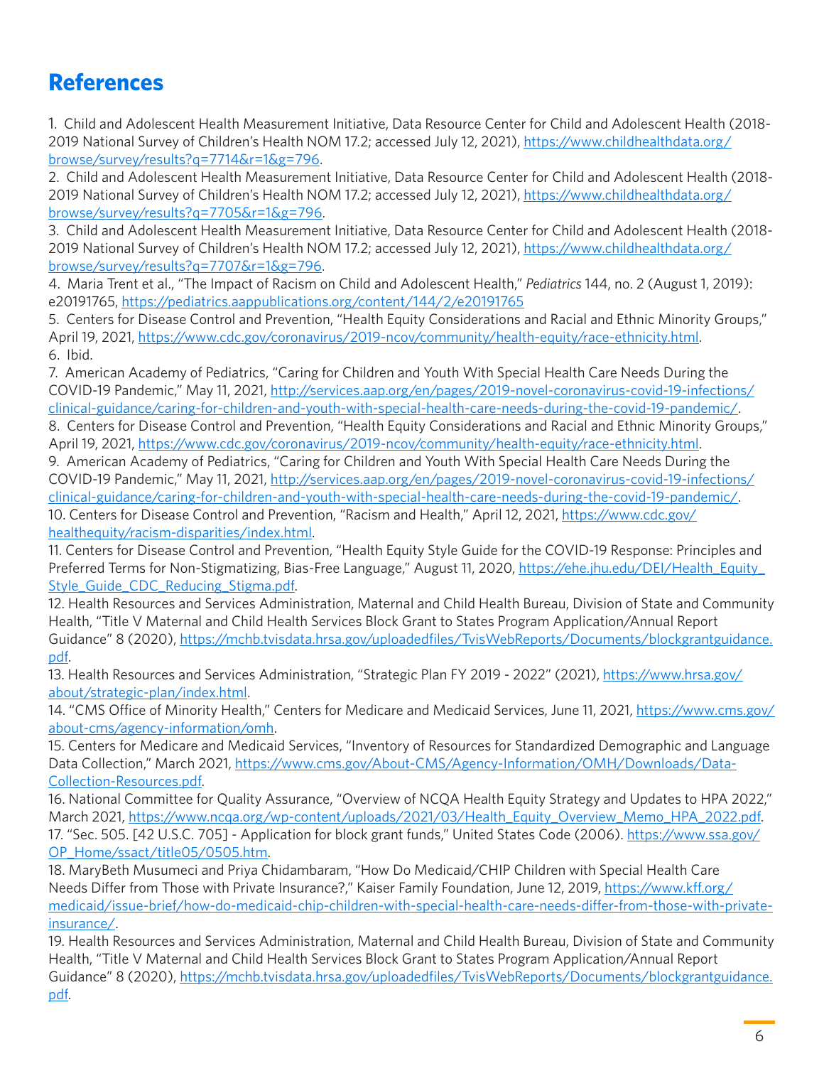## References

1. Child and Adolescent Health Measurement Initiative, Data Resource Center for Child and Adolescent Health (2018-2019 National Survey of Children's Health NOM 17.2; accessed July 12, 2021), https://www.childhealthdata.org/browse/survey/results?q=7714&r=1&g=796.
2. Child and Adolescent Health Measurement Initiative, Data Resource Center for Child and Adolescent Health (2018-2019 National Survey of Children's Health NOM 17.2; accessed July 12, 2021), https://www.childhealthdata.org/browse/survey/results?q=7705&r=1&g=796.
3. Child and Adolescent Health Measurement Initiative, Data Resource Center for Child and Adolescent Health (2018-2019 National Survey of Children's Health NOM 17.2; accessed July 12, 2021), https://www.childhealthdata.org/browse/survey/results?q=7707&r=1&g=796.
4. Maria Trent et al., "The Impact of Racism on Child and Adolescent Health," *Pediatrics* 144, no. 2 (August 1, 2019): e20191765, https://pediatrics.aappublications.org/content/144/2/e20191765
5. Centers for Disease Control and Prevention, "Health Equity Considerations and Racial and Ethnic Minority Groups," April 19, 2021, https://www.cdc.gov/coronavirus/2019-ncov/community/health-equity/race-ethnicity.html.
6. Ibid.
7. American Academy of Pediatrics, "Caring for Children and Youth With Special Health Care Needs During the COVID-19 Pandemic," May 11, 2021, http://services.aap.org/en/pages/2019-novel-coronavirus-covid-19-infections/clinical-guidance/caring-for-children-and-youth-with-special-health-care-needs-during-the-covid-19-pandemic/.
8. Centers for Disease Control and Prevention, "Health Equity Considerations and Racial and Ethnic Minority Groups," April 19, 2021, https://www.cdc.gov/coronavirus/2019-ncov/community/health-equity/race-ethnicity.html.
9. American Academy of Pediatrics, "Caring for Children and Youth With Special Health Care Needs During the COVID-19 Pandemic," May 11, 2021, http://services.aap.org/en/pages/2019-novel-coronavirus-covid-19-infections/clinical-guidance/caring-for-children-and-youth-with-special-health-care-needs-during-the-covid-19-pandemic/.
10. Centers for Disease Control and Prevention, "Racism and Health," April 12, 2021, https://www.cdc.gov/healthequity/racism-disparities/index.html.
11. Centers for Disease Control and Prevention, "Health Equity Style Guide for the COVID-19 Response: Principles and Preferred Terms for Non-Stigmatizing, Bias-Free Language," August 11, 2020, https://ehe.jhu.edu/DEI/Health_Equity_Style_Guide_CDC_Reducing_Stigma.pdf.
12. Health Resources and Services Administration, Maternal and Child Health Bureau, Division of State and Community Health, "Title V Maternal and Child Health Services Block Grant to States Program Application/Annual Report Guidance" 8 (2020), https://mchb.tvisdata.hrsa.gov/uploadedfiles/TvisWebReports/Documents/blockgrantguidance.pdf.
13. Health Resources and Services Administration, "Strategic Plan FY 2019 - 2022" (2021), https://www.hrsa.gov/about/strategic-plan/index.html.
14. "CMS Office of Minority Health," Centers for Medicare and Medicaid Services, June 11, 2021, https://www.cms.gov/about-cms/agency-information/omh.
15. Centers for Medicare and Medicaid Services, "Inventory of Resources for Standardized Demographic and Language Data Collection," March 2021, https://www.cms.gov/About-CMS/Agency-Information/OMH/Downloads/Data-Collection-Resources.pdf.
16. National Committee for Quality Assurance, "Overview of NCQA Health Equity Strategy and Updates to HPA 2022," March 2021, https://www.ncqa.org/wp-content/uploads/2021/03/Health_Equity_Overview_Memo_HPA_2022.pdf.
17. "Sec. 505. [42 U.S.C. 705] - Application for block grant funds," United States Code (2006). https://www.ssa.gov/OP_Home/ssact/title05/0505.htm.
18. MaryBeth Musumeci and Priya Chidambaram, "How Do Medicaid/CHIP Children with Special Health Care Needs Differ from Those with Private Insurance?," Kaiser Family Foundation, June 12, 2019, https://www.kff.org/medicaid/issue-brief/how-do-medicaid-chip-children-with-special-health-care-needs-differ-from-those-with-private-insurance/.
19. Health Resources and Services Administration, Maternal and Child Health Bureau, Division of State and Community Health, "Title V Maternal and Child Health Services Block Grant to States Program Application/Annual Report Guidance" 8 (2020), https://mchb.tvisdata.hrsa.gov/uploadedfiles/TvisWebReports/Documents/blockgrantguidance.pdf.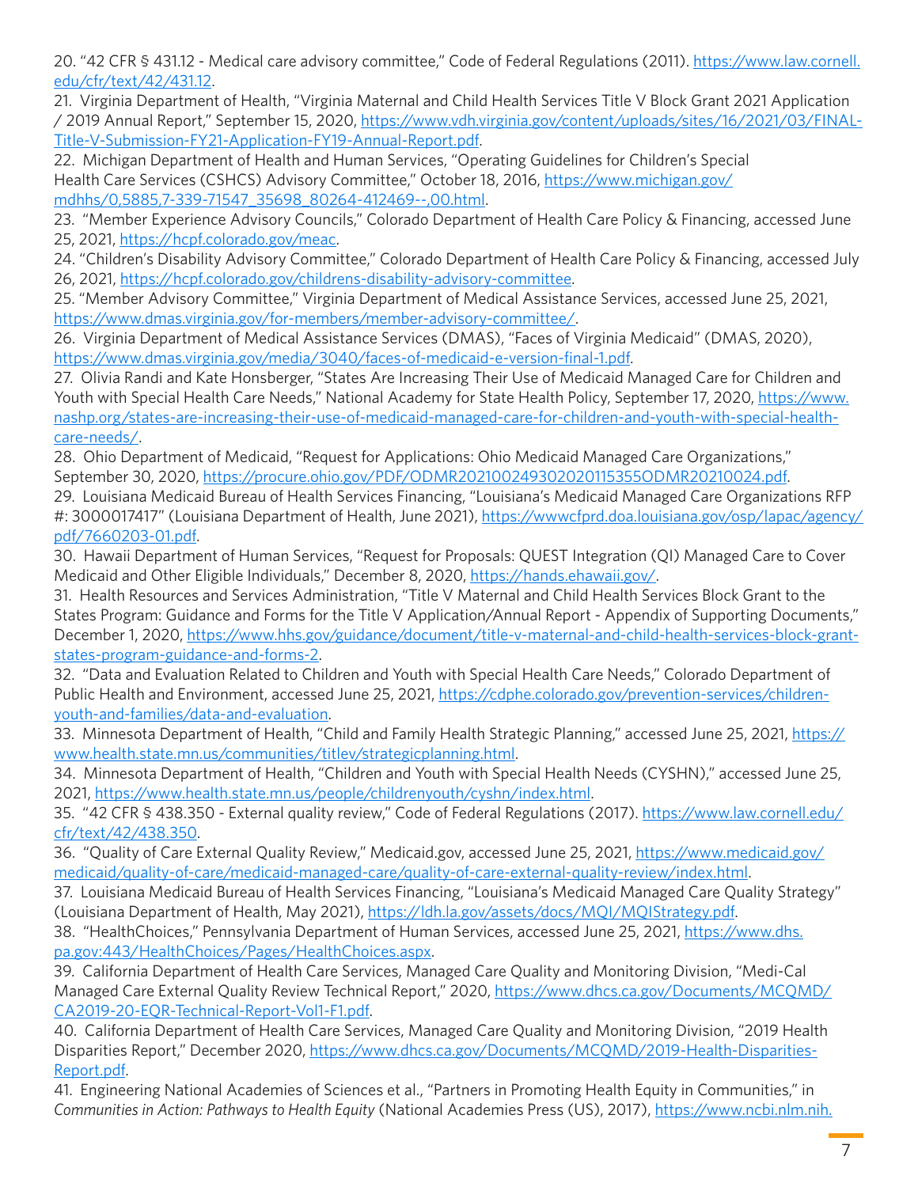20. "42 CFR § 431.12 - Medical care advisory committee," Code of Federal Regulations (2011). https://www.law.cornell.edu/cfr/text/42/431.12.

21. Virginia Department of Health, "Virginia Maternal and Child Health Services Title V Block Grant 2021 Application / 2019 Annual Report," September 15, 2020, https://www.vdh.virginia.gov/content/uploads/sites/16/2021/03/FINAL-Title-V-Submission-FY21-Application-FY19-Annual-Report.pdf.

22. Michigan Department of Health and Human Services, "Operating Guidelines for Children's Special Health Care Services (CSHCS) Advisory Committee," October 18, 2016, https://www.michigan.gov/mdhhs/0,5885,7-339-71547_35698_80264-412469--,00.html.

23. "Member Experience Advisory Councils," Colorado Department of Health Care Policy & Financing, accessed June 25, 2021, https://hcpf.colorado.gov/meac.

24. "Children's Disability Advisory Committee," Colorado Department of Health Care Policy & Financing, accessed July 26, 2021, https://hcpf.colorado.gov/childrens-disability-advisory-committee.

25. "Member Advisory Committee," Virginia Department of Medical Assistance Services, accessed June 25, 2021, https://www.dmas.virginia.gov/for-members/member-advisory-committee/.

26. Virginia Department of Medical Assistance Services (DMAS), "Faces of Virginia Medicaid" (DMAS, 2020), https://www.dmas.virginia.gov/media/3040/faces-of-medicaid-e-version-final-1.pdf.

27. Olivia Randi and Kate Honsberger, "States Are Increasing Their Use of Medicaid Managed Care for Children and Youth with Special Health Care Needs," National Academy for State Health Policy, September 17, 2020, https://www.nashp.org/states-are-increasing-their-use-of-medicaid-managed-care-for-children-and-youth-with-special-health-care-needs/.

28. Ohio Department of Medicaid, "Request for Applications: Ohio Medicaid Managed Care Organizations," September 30, 2020, https://procure.ohio.gov/PDF/ODMR202100249302020115355ODMR20210024.pdf.

29. Louisiana Medicaid Bureau of Health Services Financing, "Louisiana's Medicaid Managed Care Organizations RFP #: 3000017417" (Louisiana Department of Health, June 2021), https://wwwcfprd.doa.louisiana.gov/osp/lapac/agency/pdf/7660203-01.pdf.

30. Hawaii Department of Human Services, "Request for Proposals: QUEST Integration (QI) Managed Care to Cover Medicaid and Other Eligible Individuals," December 8, 2020, https://hands.ehawaii.gov/.

31. Health Resources and Services Administration, "Title V Maternal and Child Health Services Block Grant to the States Program: Guidance and Forms for the Title V Application/Annual Report - Appendix of Supporting Documents," December 1, 2020, https://www.hhs.gov/guidance/document/title-v-maternal-and-child-health-services-block-grant-states-program-guidance-and-forms-2.

32. "Data and Evaluation Related to Children and Youth with Special Health Care Needs," Colorado Department of Public Health and Environment, accessed June 25, 2021, https://cdphe.colorado.gov/prevention-services/children-youth-and-families/data-and-evaluation.

33. Minnesota Department of Health, "Child and Family Health Strategic Planning," accessed June 25, 2021, https://www.health.state.mn.us/communities/titlev/strategicplanning.html.

34. Minnesota Department of Health, "Children and Youth with Special Health Needs (CYSHN)," accessed June 25, 2021, https://www.health.state.mn.us/people/childrenyouth/cyshn/index.html.

35. "42 CFR § 438.350 - External quality review," Code of Federal Regulations (2017). https://www.law.cornell.edu/cfr/text/42/438.350.

36. "Quality of Care External Quality Review," Medicaid.gov, accessed June 25, 2021, https://www.medicaid.gov/medicaid/quality-of-care/medicaid-managed-care/quality-of-care-external-quality-review/index.html.

37. Louisiana Medicaid Bureau of Health Services Financing, "Louisiana's Medicaid Managed Care Quality Strategy" (Louisiana Department of Health, May 2021), https://ldh.la.gov/assets/docs/MQI/MQIStrategy.pdf.

38. "HealthChoices," Pennsylvania Department of Human Services, accessed June 25, 2021, https://www.dhs.pa.gov:443/HealthChoices/Pages/HealthChoices.aspx.

39. California Department of Health Care Services, Managed Care Quality and Monitoring Division, "Medi-Cal Managed Care External Quality Review Technical Report," 2020, https://www.dhcs.ca.gov/Documents/MCQMD/CA2019-20-EQR-Technical-Report-Vol1-F1.pdf.

40. California Department of Health Care Services, Managed Care Quality and Monitoring Division, "2019 Health Disparities Report," December 2020, https://www.dhcs.ca.gov/Documents/MCQMD/2019-Health-Disparities-Report.pdf.

41. Engineering National Academies of Sciences et al., "Partners in Promoting Health Equity in Communities," in *Communities in Action: Pathways to Health Equity* (National Academies Press (US), 2017), https://www.ncbi.nlm.nih.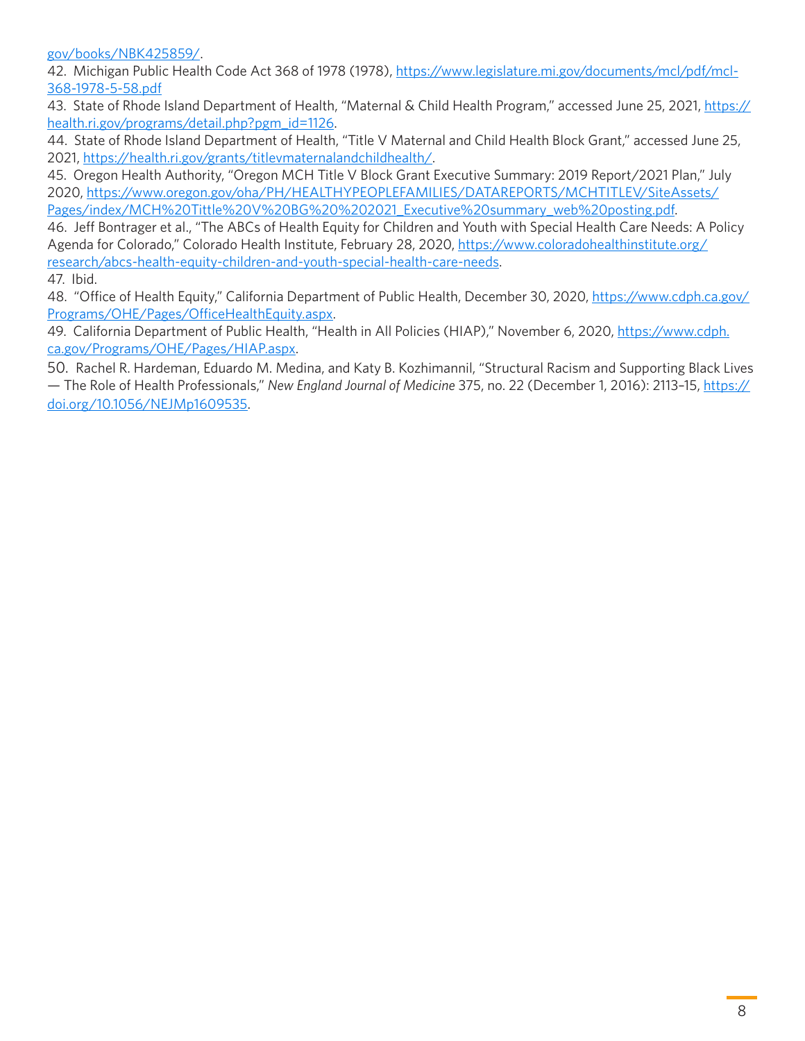gov/books/NBK425859/.

42. Michigan Public Health Code Act 368 of 1978 (1978), https://www.legislature.mi.gov/documents/mcl/pdf/mcl-368-1978-5-58.pdf

43. State of Rhode Island Department of Health, "Maternal & Child Health Program," accessed June 25, 2021, https://health.ri.gov/programs/detail.php?pgm_id=1126.

44. State of Rhode Island Department of Health, "Title V Maternal and Child Health Block Grant," accessed June 25, 2021, https://health.ri.gov/grants/titlevmaternalandchildhealth/.

45. Oregon Health Authority, "Oregon MCH Title V Block Grant Executive Summary: 2019 Report/2021 Plan," July 2020, https://www.oregon.gov/oha/PH/HEALTHYPEOPLEFAMILIES/DATAREPORTS/MCHTITLEV/SiteAssets/Pages/index/MCH%20Tittle%20V%20BG%20%202021_Executive%20summary_web%20posting.pdf.

46. Jeff Bontrager et al., "The ABCs of Health Equity for Children and Youth with Special Health Care Needs: A Policy Agenda for Colorado," Colorado Health Institute, February 28, 2020, https://www.coloradohealthinstitute.org/research/abcs-health-equity-children-and-youth-special-health-care-needs.

47. Ibid.

48. "Office of Health Equity," California Department of Public Health, December 30, 2020, https://www.cdph.ca.gov/Programs/OHE/Pages/OfficeHealthEquity.aspx.

49. California Department of Public Health, "Health in All Policies (HIAP)," November 6, 2020, https://www.cdph.ca.gov/Programs/OHE/Pages/HIAP.aspx.

50. Rachel R. Hardeman, Eduardo M. Medina, and Katy B. Kozhimannil, "Structural Racism and Supporting Black Lives — The Role of Health Professionals," *New England Journal of Medicine* 375, no. 22 (December 1, 2016): 2113–15, https://doi.org/10.1056/NEJMp1609535.